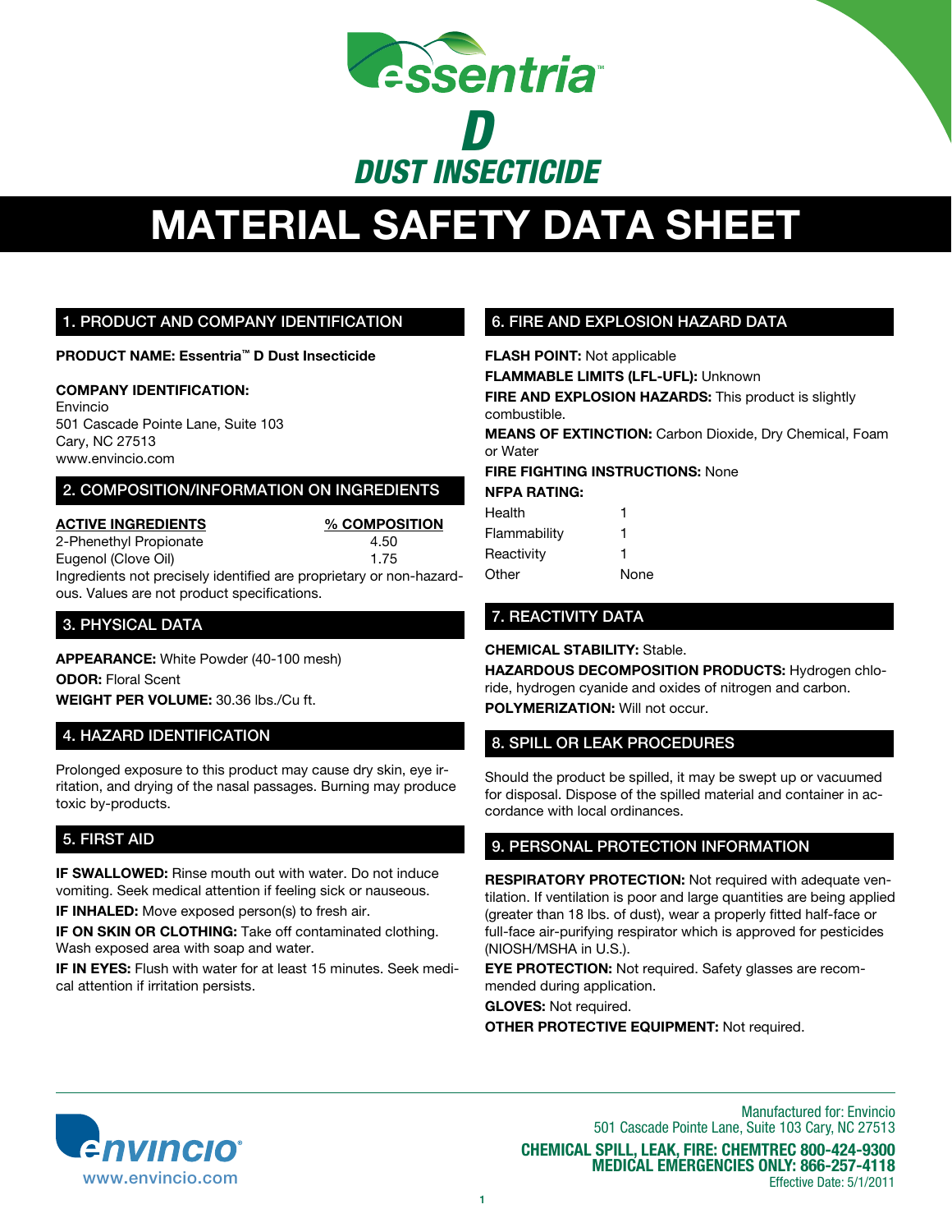# Essentria™ D

## DUST INSECTICIDE

# MATERIAL SAFETY DATA SHEET

## 1. PRODUCT AND COMPANY IDENTIFICATION

**PRODUCT NAME: Essentria™ D Dust Insecticide**

**COMPANY IDENTIFICATION:**
Envincio
501 Cascade Pointe Lane, Suite 103
Cary, NC 27513
www.envincio.com

## 2. COMPOSITION/INFORMATION ON INGREDIENTS

| ACTIVE INGREDIENTS | % COMPOSITION |
| --- | --- |
| 2-Phenethyl Propionate | 4.50 |
| Eugenol (Clove Oil) | 1.75 |

Ingredients not precisely identified are proprietary or non-hazardous. Values are not product specifications.

## 3. PHYSICAL DATA

**APPEARANCE:** White Powder (40-100 mesh)

**ODOR:** Floral Scent

**WEIGHT PER VOLUME:** 30.36 lbs./Cu ft.

## 4. HAZARD IDENTIFICATION

Prolonged exposure to this product may cause dry skin, eye irritation, and drying of the nasal passages. Burning may produce toxic by-products.

## 5. FIRST AID

**IF SWALLOWED:** Rinse mouth out with water. Do not induce vomiting. Seek medical attention if feeling sick or nauseous.

**IF INHALED:** Move exposed person(s) to fresh air.

**IF ON SKIN OR CLOTHING:** Take off contaminated clothing. Wash exposed area with soap and water.

**IF IN EYES:** Flush with water for at least 15 minutes. Seek medical attention if irritation persists.

## 6. FIRE AND EXPLOSION HAZARD DATA

**FLASH POINT:** Not applicable

**FLAMMABLE LIMITS (LFL-UFL):** Unknown

**FIRE AND EXPLOSION HAZARDS:** This product is slightly combustible.

**MEANS OF EXTINCTION:** Carbon Dioxide, Dry Chemical, Foam or Water

**FIRE FIGHTING INSTRUCTIONS:** None

**NFPA RATING:**

| | |
| --- | --- |
| Health | 1 |
| Flammability | 1 |
| Reactivity | 1 |
| Other | None |

## 7. REACTIVITY DATA

**CHEMICAL STABILITY:** Stable.

**HAZARDOUS DECOMPOSITION PRODUCTS:** Hydrogen chloride, hydrogen cyanide and oxides of nitrogen and carbon.

**POLYMERIZATION:** Will not occur.

## 8. SPILL OR LEAK PROCEDURES

Should the product be spilled, it may be swept up or vacuumed for disposal. Dispose of the spilled material and container in accordance with local ordinances.

## 9. PERSONAL PROTECTION INFORMATION

**RESPIRATORY PROTECTION:** Not required with adequate ventilation. If ventilation is poor and large quantities are being applied (greater than 18 lbs. of dust), wear a properly fitted half-face or full-face air-purifying respirator which is approved for pesticides (NIOSH/MSHA in U.S.).

**EYE PROTECTION:** Not required. Safety glasses are recommended during application.

**GLOVES:** Not required.

**OTHER PROTECTIVE EQUIPMENT:** Not required.

envincio®
www.envincio.com

Manufactured for: Envincio
501 Cascade Pointe Lane, Suite 103 Cary, NC 27513

**CHEMICAL SPILL, LEAK, FIRE: CHEMTREC 800-424-9300**
**MEDICAL EMERGENCIES ONLY: 866-257-4118**
Effective Date: 5/1/2011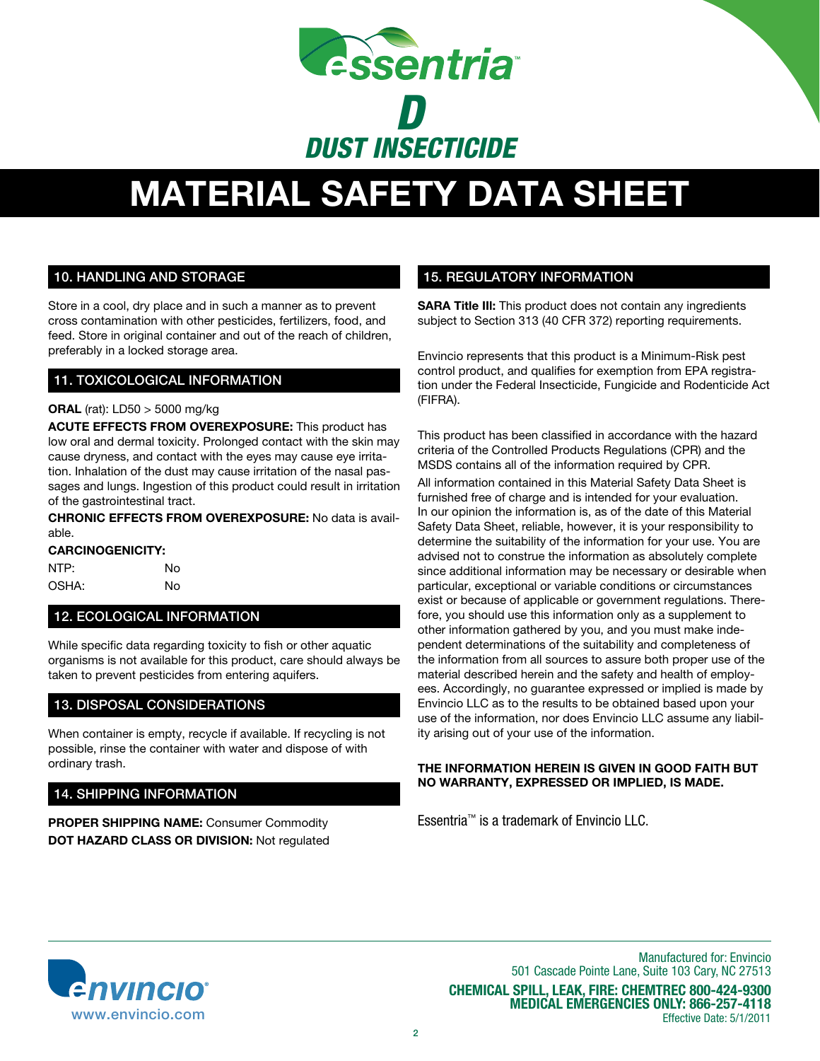# Essentria™ D DUST INSECTICIDE

# MATERIAL SAFETY DATA SHEET

## 10. HANDLING AND STORAGE

Store in a cool, dry place and in such a manner as to prevent cross contamination with other pesticides, fertilizers, food, and feed. Store in original container and out of the reach of children, preferably in a locked storage area.

## 11. TOXICOLOGICAL INFORMATION

**ORAL** (rat): LD50 > 5000 mg/kg

**ACUTE EFFECTS FROM OVEREXPOSURE:** This product has low oral and dermal toxicity. Prolonged contact with the skin may cause dryness, and contact with the eyes may cause eye irritation. Inhalation of the dust may cause irritation of the nasal passages and lungs. Ingestion of this product could result in irritation of the gastrointestinal tract.

**CHRONIC EFFECTS FROM OVEREXPOSURE:** No data is available.

**CARCINOGENICITY:**

| | |
|---|---|
| NTP: | No |
| OSHA: | No |

## 12. ECOLOGICAL INFORMATION

While specific data regarding toxicity to fish or other aquatic organisms is not available for this product, care should always be taken to prevent pesticides from entering aquifers.

## 13. DISPOSAL CONSIDERATIONS

When container is empty, recycle if available. If recycling is not possible, rinse the container with water and dispose of with ordinary trash.

## 14. SHIPPING INFORMATION

**PROPER SHIPPING NAME:** Consumer Commodity
**DOT HAZARD CLASS OR DIVISION:** Not regulated

## 15. REGULATORY INFORMATION

**SARA Title III:** This product does not contain any ingredients subject to Section 313 (40 CFR 372) reporting requirements.

Envincio represents that this product is a Minimum-Risk pest control product, and qualifies for exemption from EPA registration under the Federal Insecticide, Fungicide and Rodenticide Act (FIFRA).

This product has been classified in accordance with the hazard criteria of the Controlled Products Regulations (CPR) and the MSDS contains all of the information required by CPR.

All information contained in this Material Safety Data Sheet is furnished free of charge and is intended for your evaluation. In our opinion the information is, as of the date of this Material Safety Data Sheet, reliable, however, it is your responsibility to determine the suitability of the information for your use. You are advised not to construe the information as absolutely complete since additional information may be necessary or desirable when particular, exceptional or variable conditions or circumstances exist or because of applicable or government regulations. Therefore, you should use this information only as a supplement to other information gathered by you, and you must make independent determinations of the suitability and completeness of the information from all sources to assure both proper use of the material described herein and the safety and health of employees. Accordingly, no guarantee expressed or implied is made by Envincio LLC as to the results to be obtained based upon your use of the information, nor does Envincio LLC assume any liability arising out of your use of the information.

**THE INFORMATION HEREIN IS GIVEN IN GOOD FAITH BUT NO WARRANTY, EXPRESSED OR IMPLIED, IS MADE.**

Essentria™ is a trademark of Envincio LLC.

envincio® www.envincio.com

Manufactured for: Envincio
501 Cascade Pointe Lane, Suite 103 Cary, NC 27513

**CHEMICAL SPILL, LEAK, FIRE: CHEMTREC 800-424-9300**
**MEDICAL EMERGENCIES ONLY: 866-257-4118**

Effective Date: 5/1/2011